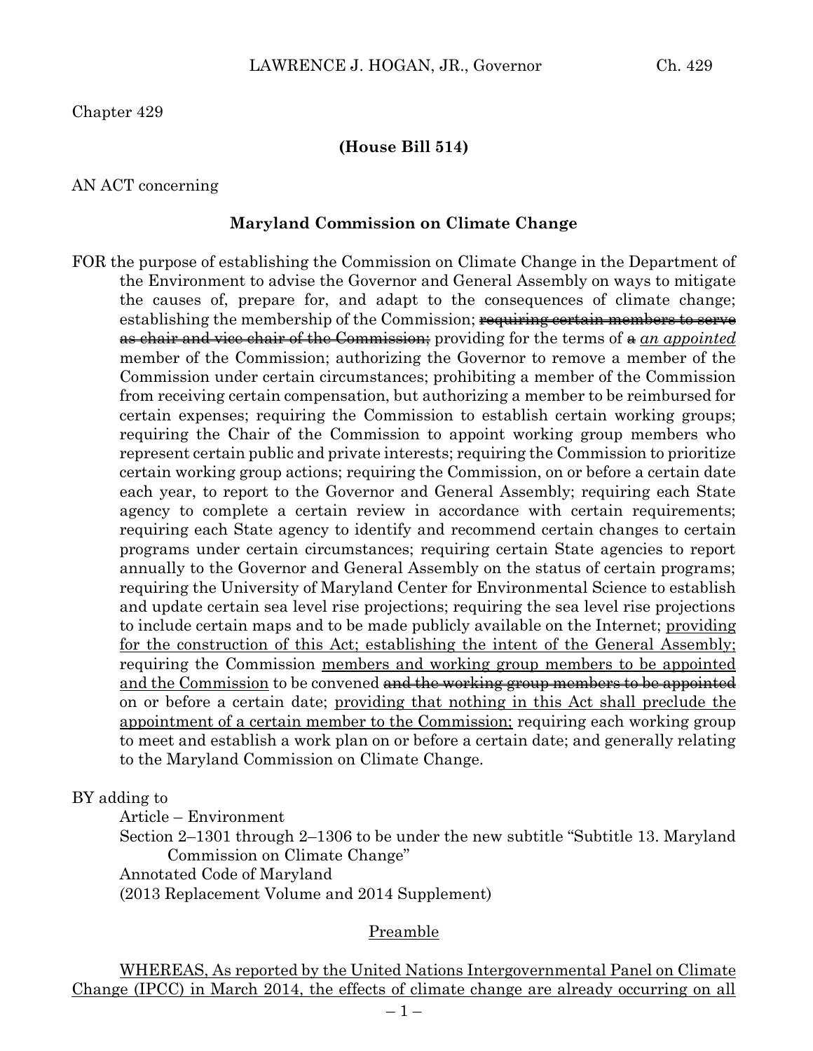Chapter 429

**(House Bill 514)**

AN ACT concerning

**Maryland Commission on Climate Change**

FOR the purpose of establishing the Commission on Climate Change in the Department of the Environment to advise the Governor and General Assembly on ways to mitigate the causes of, prepare for, and adapt to the consequences of climate change; establishing the membership of the Commission; ~~requiring certain members to serve as chair and vice chair of the Commission;~~ providing for the terms of ~~a~~ <u>*an appointed*</u> member of the Commission; authorizing the Governor to remove a member of the Commission under certain circumstances; prohibiting a member of the Commission from receiving certain compensation, but authorizing a member to be reimbursed for certain expenses; requiring the Commission to establish certain working groups; requiring the Chair of the Commission to appoint working group members who represent certain public and private interests; requiring the Commission to prioritize certain working group actions; requiring the Commission, on or before a certain date each year, to report to the Governor and General Assembly; requiring each State agency to complete a certain review in accordance with certain requirements; requiring each State agency to identify and recommend certain changes to certain programs under certain circumstances; requiring certain State agencies to report annually to the Governor and General Assembly on the status of certain programs; requiring the University of Maryland Center for Environmental Science to establish and update certain sea level rise projections; requiring the sea level rise projections to include certain maps and to be made publicly available on the Internet; <u>providing for the construction of this Act; establishing the intent of the General Assembly;</u> requiring the Commission <u>members and working group members to be appointed and the Commission</u> to be convened ~~and the working group members to be appointed~~ on or before a certain date; <u>providing that nothing in this Act shall preclude the appointment of a certain member to the Commission;</u> requiring each working group to meet and establish a work plan on or before a certain date; and generally relating to the Maryland Commission on Climate Change.

BY adding to
Article – Environment
Section 2–1301 through 2–1306 to be under the new subtitle "Subtitle 13. Maryland Commission on Climate Change"
Annotated Code of Maryland
(2013 Replacement Volume and 2014 Supplement)

<u>Preamble</u>

<u>WHEREAS, As reported by the United Nations Intergovernmental Panel on Climate Change (IPCC) in March 2014, the effects of climate change are already occurring on all</u>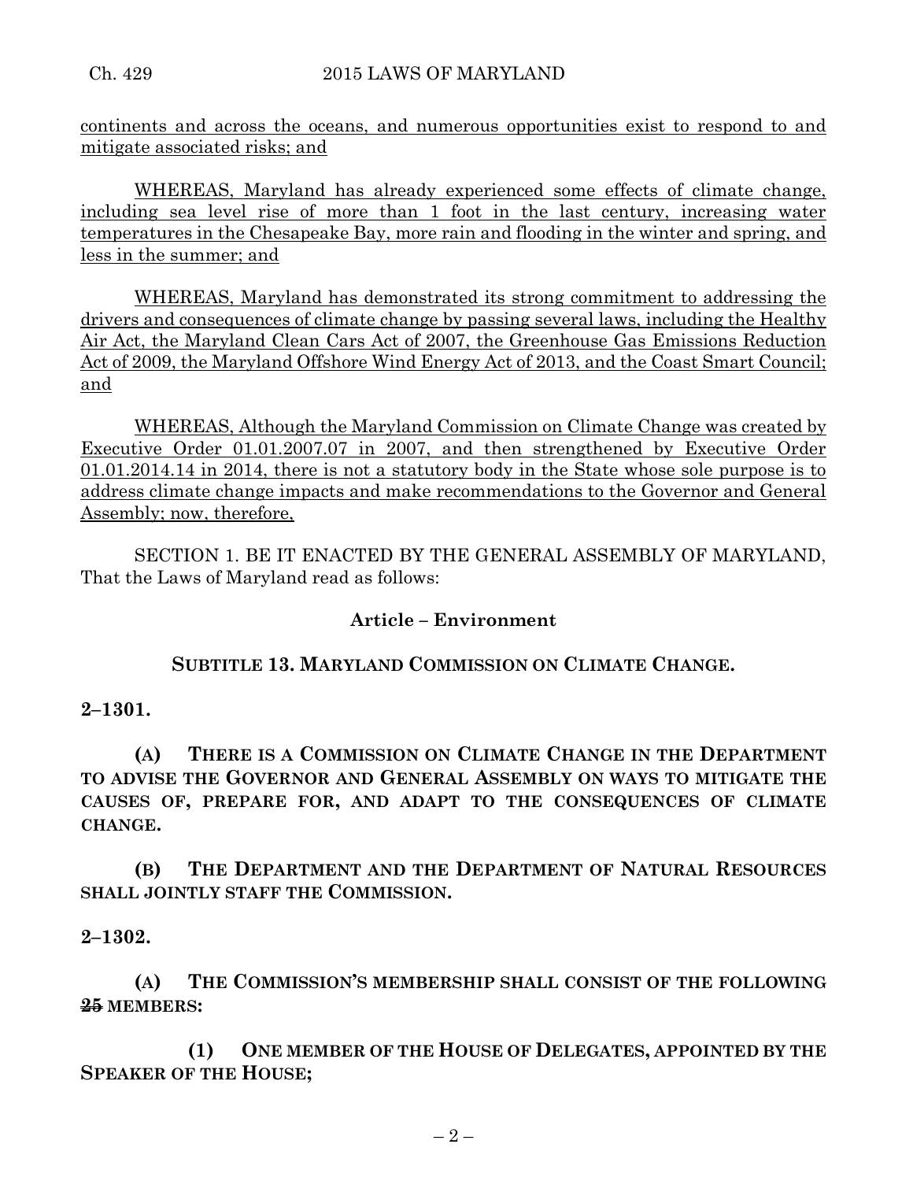continents and across the oceans, and numerous opportunities exist to respond to and mitigate associated risks; and

WHEREAS, Maryland has already experienced some effects of climate change, including sea level rise of more than 1 foot in the last century, increasing water temperatures in the Chesapeake Bay, more rain and flooding in the winter and spring, and less in the summer; and

WHEREAS, Maryland has demonstrated its strong commitment to addressing the drivers and consequences of climate change by passing several laws, including the Healthy Air Act, the Maryland Clean Cars Act of 2007, the Greenhouse Gas Emissions Reduction Act of 2009, the Maryland Offshore Wind Energy Act of 2013, and the Coast Smart Council; and

WHEREAS, Although the Maryland Commission on Climate Change was created by Executive Order 01.01.2007.07 in 2007, and then strengthened by Executive Order 01.01.2014.14 in 2014, there is not a statutory body in the State whose sole purpose is to address climate change impacts and make recommendations to the Governor and General Assembly; now, therefore,

SECTION 1. BE IT ENACTED BY THE GENERAL ASSEMBLY OF MARYLAND, That the Laws of Maryland read as follows:

**Article – Environment**

**SUBTITLE 13. MARYLAND COMMISSION ON CLIMATE CHANGE.**

**2–1301.**

**(A) THERE IS A COMMISSION ON CLIMATE CHANGE IN THE DEPARTMENT TO ADVISE THE GOVERNOR AND GENERAL ASSEMBLY ON WAYS TO MITIGATE THE CAUSES OF, PREPARE FOR, AND ADAPT TO THE CONSEQUENCES OF CLIMATE CHANGE.**

**(B) THE DEPARTMENT AND THE DEPARTMENT OF NATURAL RESOURCES SHALL JOINTLY STAFF THE COMMISSION.**

**2–1302.**

**(A) THE COMMISSION'S MEMBERSHIP SHALL CONSIST OF THE FOLLOWING ~~25~~ MEMBERS:**

**(1) ONE MEMBER OF THE HOUSE OF DELEGATES, APPOINTED BY THE SPEAKER OF THE HOUSE;**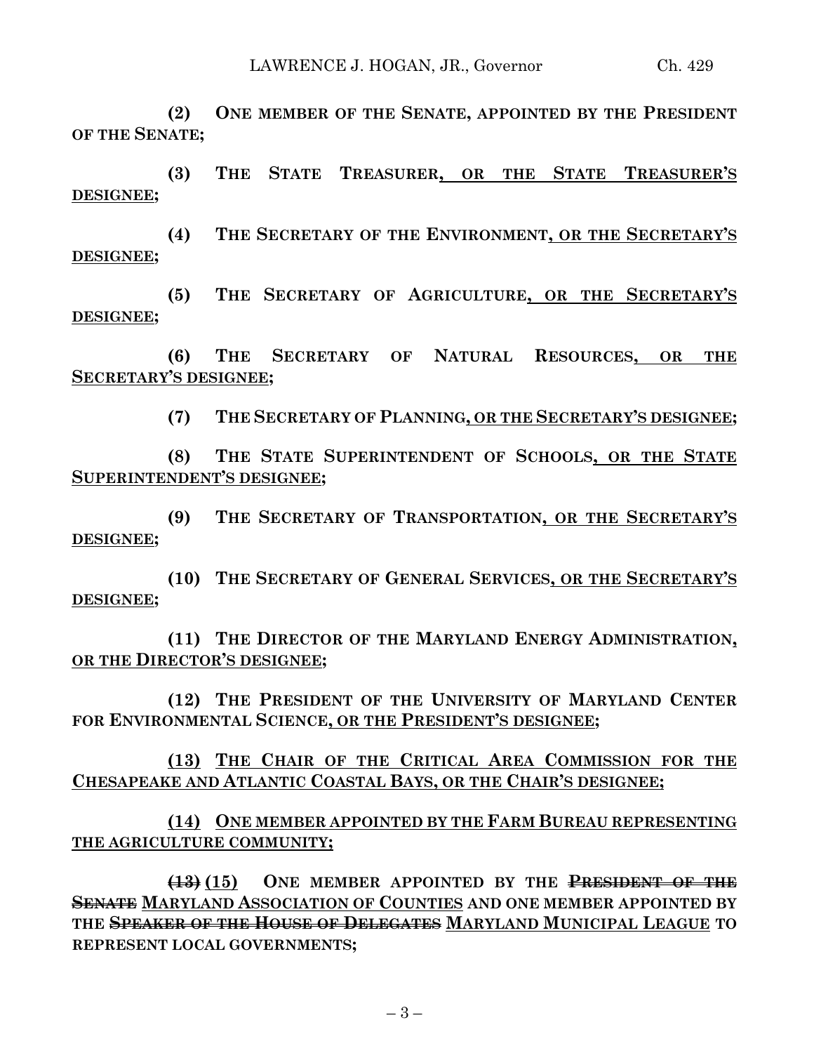**(2) ONE MEMBER OF THE SENATE, APPOINTED BY THE PRESIDENT OF THE SENATE;**

**(3) THE STATE TREASURER, OR THE STATE TREASURER'S DESIGNEE;**

**(4) THE SECRETARY OF THE ENVIRONMENT, OR THE SECRETARY'S DESIGNEE;**

**(5) THE SECRETARY OF AGRICULTURE, OR THE SECRETARY'S DESIGNEE;**

**(6) THE SECRETARY OF NATURAL RESOURCES, OR THE SECRETARY'S DESIGNEE;**

**(7) THE SECRETARY OF PLANNING, OR THE SECRETARY'S DESIGNEE;**

**(8) THE STATE SUPERINTENDENT OF SCHOOLS, OR THE STATE SUPERINTENDENT'S DESIGNEE;**

**(9) THE SECRETARY OF TRANSPORTATION, OR THE SECRETARY'S DESIGNEE;**

**(10) THE SECRETARY OF GENERAL SERVICES, OR THE SECRETARY'S DESIGNEE;**

**(11) THE DIRECTOR OF THE MARYLAND ENERGY ADMINISTRATION, OR THE DIRECTOR'S DESIGNEE;**

**(12) THE PRESIDENT OF THE UNIVERSITY OF MARYLAND CENTER FOR ENVIRONMENTAL SCIENCE, OR THE PRESIDENT'S DESIGNEE;**

**(13) THE CHAIR OF THE CRITICAL AREA COMMISSION FOR THE CHESAPEAKE AND ATLANTIC COASTAL BAYS, OR THE CHAIR'S DESIGNEE;**

**(14) ONE MEMBER APPOINTED BY THE FARM BUREAU REPRESENTING THE AGRICULTURE COMMUNITY;**

**~~(13)~~ (15) ONE MEMBER APPOINTED BY THE ~~PRESIDENT OF THE SENATE~~ MARYLAND ASSOCIATION OF COUNTIES AND ONE MEMBER APPOINTED BY THE ~~SPEAKER OF THE HOUSE OF DELEGATES~~ MARYLAND MUNICIPAL LEAGUE TO REPRESENT LOCAL GOVERNMENTS;**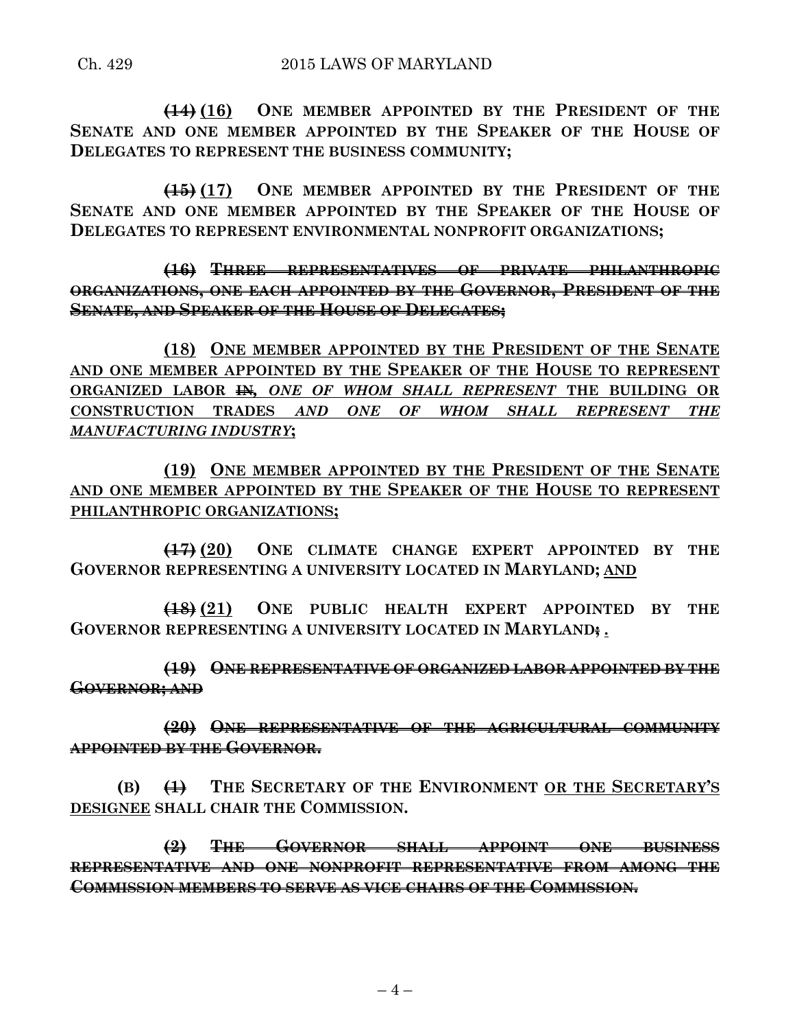**~~(14)~~ <u>(16)</u> ONE MEMBER APPOINTED BY THE PRESIDENT OF THE SENATE AND ONE MEMBER APPOINTED BY THE SPEAKER OF THE HOUSE OF DELEGATES TO REPRESENT THE BUSINESS COMMUNITY;**

**~~(15)~~ <u>(17)</u> ONE MEMBER APPOINTED BY THE PRESIDENT OF THE SENATE AND ONE MEMBER APPOINTED BY THE SPEAKER OF THE HOUSE OF DELEGATES TO REPRESENT ENVIRONMENTAL NONPROFIT ORGANIZATIONS;**

**~~(16) THREE REPRESENTATIVES OF PRIVATE PHILANTHROPIC ORGANIZATIONS, ONE EACH APPOINTED BY THE GOVERNOR, PRESIDENT OF THE SENATE, AND SPEAKER OF THE HOUSE OF DELEGATES;~~**

**<u>(18) ONE MEMBER APPOINTED BY THE PRESIDENT OF THE SENATE AND ONE MEMBER APPOINTED BY THE SPEAKER OF THE HOUSE TO REPRESENT ORGANIZED LABOR ~~IN~~, *ONE OF WHOM SHALL REPRESENT* THE BUILDING OR CONSTRUCTION TRADES *AND ONE OF WHOM SHALL REPRESENT THE MANUFACTURING INDUSTRY*;</u>**

**<u>(19) ONE MEMBER APPOINTED BY THE PRESIDENT OF THE SENATE AND ONE MEMBER APPOINTED BY THE SPEAKER OF THE HOUSE TO REPRESENT PHILANTHROPIC ORGANIZATIONS;</u>**

**~~(17)~~ <u>(20)</u> ONE CLIMATE CHANGE EXPERT APPOINTED BY THE GOVERNOR REPRESENTING A UNIVERSITY LOCATED IN MARYLAND; <u>AND</u>**

**~~(18)~~ <u>(21)</u> ONE PUBLIC HEALTH EXPERT APPOINTED BY THE GOVERNOR REPRESENTING A UNIVERSITY LOCATED IN MARYLAND~~;~~ <u>.</u>**

**~~(19) ONE REPRESENTATIVE OF ORGANIZED LABOR APPOINTED BY THE GOVERNOR; AND~~**

**~~(20) ONE REPRESENTATIVE OF THE AGRICULTURAL COMMUNITY APPOINTED BY THE GOVERNOR.~~**

**(B) ~~(1)~~ THE SECRETARY OF THE ENVIRONMENT <u>OR THE SECRETARY'S DESIGNEE</u> SHALL CHAIR THE COMMISSION.**

**~~(2) THE GOVERNOR SHALL APPOINT ONE BUSINESS REPRESENTATIVE AND ONE NONPROFIT REPRESENTATIVE FROM AMONG THE COMMISSION MEMBERS TO SERVE AS VICE CHAIRS OF THE COMMISSION.~~**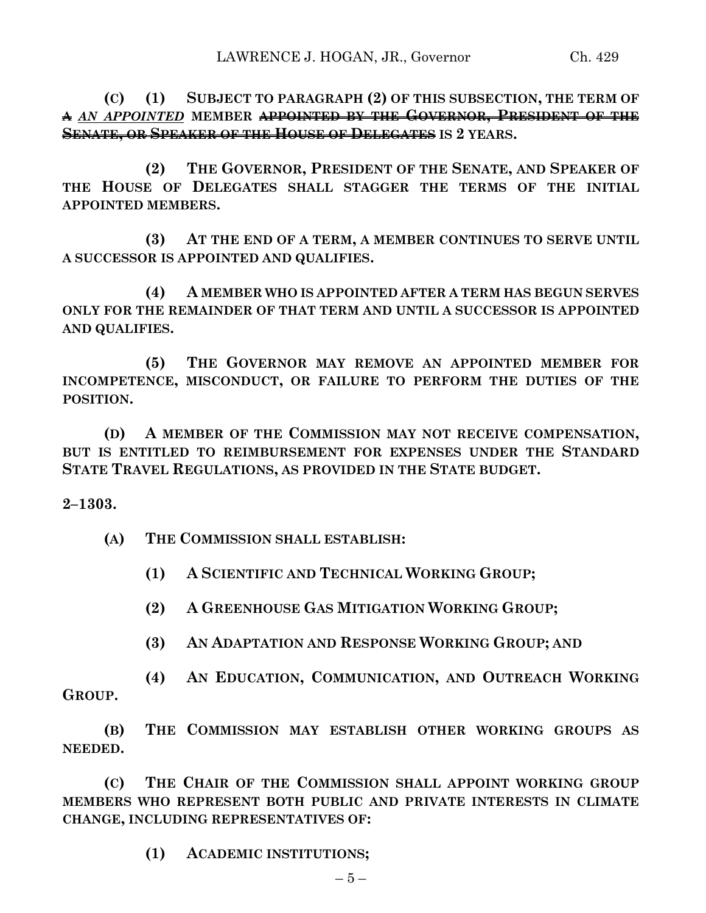**(C) (1) SUBJECT TO PARAGRAPH (2) OF THIS SUBSECTION, THE TERM OF ~~A~~ *AN APPOINTED* MEMBER ~~APPOINTED BY THE GOVERNOR, PRESIDENT OF THE SENATE, OR SPEAKER OF THE HOUSE OF DELEGATES~~ IS 2 YEARS.**

**(2) THE GOVERNOR, PRESIDENT OF THE SENATE, AND SPEAKER OF THE HOUSE OF DELEGATES SHALL STAGGER THE TERMS OF THE INITIAL APPOINTED MEMBERS.**

**(3) AT THE END OF A TERM, A MEMBER CONTINUES TO SERVE UNTIL A SUCCESSOR IS APPOINTED AND QUALIFIES.**

**(4) A MEMBER WHO IS APPOINTED AFTER A TERM HAS BEGUN SERVES ONLY FOR THE REMAINDER OF THAT TERM AND UNTIL A SUCCESSOR IS APPOINTED AND QUALIFIES.**

**(5) THE GOVERNOR MAY REMOVE AN APPOINTED MEMBER FOR INCOMPETENCE, MISCONDUCT, OR FAILURE TO PERFORM THE DUTIES OF THE POSITION.**

**(D) A MEMBER OF THE COMMISSION MAY NOT RECEIVE COMPENSATION, BUT IS ENTITLED TO REIMBURSEMENT FOR EXPENSES UNDER THE STANDARD STATE TRAVEL REGULATIONS, AS PROVIDED IN THE STATE BUDGET.**

**2–1303.**

**(A) THE COMMISSION SHALL ESTABLISH:**

**(1) A SCIENTIFIC AND TECHNICAL WORKING GROUP;**

**(2) A GREENHOUSE GAS MITIGATION WORKING GROUP;**

**(3) AN ADAPTATION AND RESPONSE WORKING GROUP; AND**

**(4) AN EDUCATION, COMMUNICATION, AND OUTREACH WORKING GROUP.**

**(B) THE COMMISSION MAY ESTABLISH OTHER WORKING GROUPS AS NEEDED.**

**(C) THE CHAIR OF THE COMMISSION SHALL APPOINT WORKING GROUP MEMBERS WHO REPRESENT BOTH PUBLIC AND PRIVATE INTERESTS IN CLIMATE CHANGE, INCLUDING REPRESENTATIVES OF:**

**(1) ACADEMIC INSTITUTIONS;**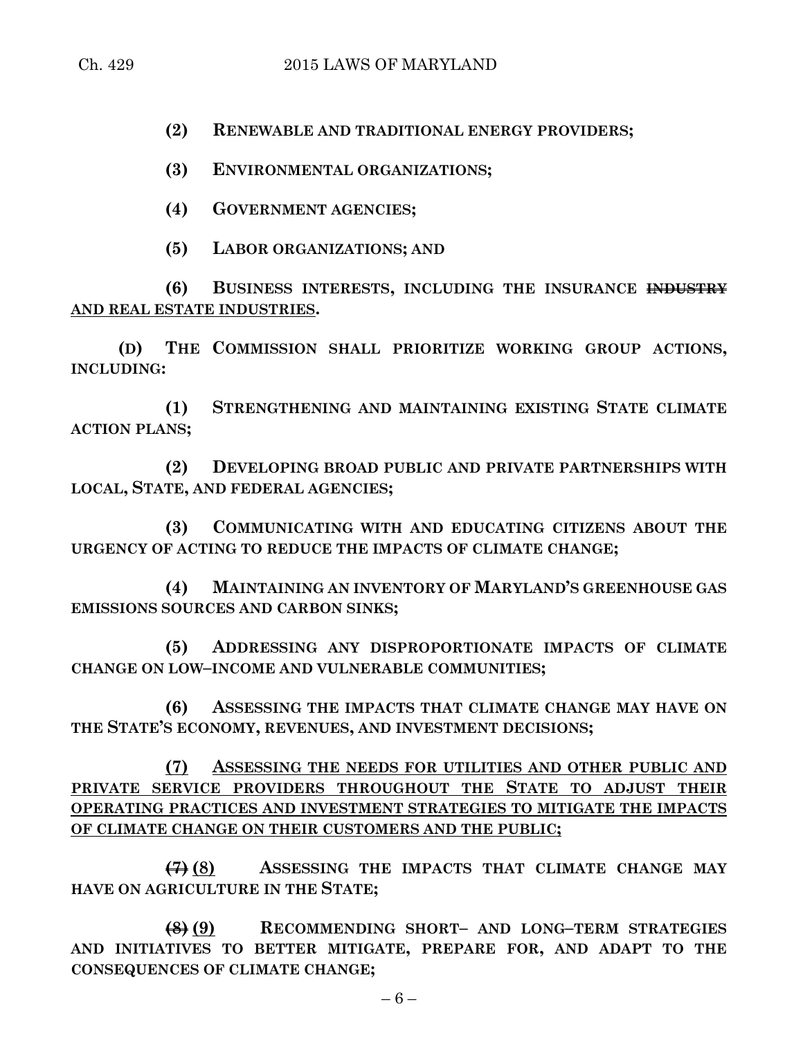**(2) RENEWABLE AND TRADITIONAL ENERGY PROVIDERS;**

**(3) ENVIRONMENTAL ORGANIZATIONS;**

**(4) GOVERNMENT AGENCIES;**

**(5) LABOR ORGANIZATIONS; AND**

**(6) BUSINESS INTERESTS, INCLUDING THE INSURANCE ~~INDUSTRY~~ <u>AND REAL ESTATE INDUSTRIES</u>.**

**(D) THE COMMISSION SHALL PRIORITIZE WORKING GROUP ACTIONS, INCLUDING:**

**(1) STRENGTHENING AND MAINTAINING EXISTING STATE CLIMATE ACTION PLANS;**

**(2) DEVELOPING BROAD PUBLIC AND PRIVATE PARTNERSHIPS WITH LOCAL, STATE, AND FEDERAL AGENCIES;**

**(3) COMMUNICATING WITH AND EDUCATING CITIZENS ABOUT THE URGENCY OF ACTING TO REDUCE THE IMPACTS OF CLIMATE CHANGE;**

**(4) MAINTAINING AN INVENTORY OF MARYLAND'S GREENHOUSE GAS EMISSIONS SOURCES AND CARBON SINKS;**

**(5) ADDRESSING ANY DISPROPORTIONATE IMPACTS OF CLIMATE CHANGE ON LOW–INCOME AND VULNERABLE COMMUNITIES;**

**(6) ASSESSING THE IMPACTS THAT CLIMATE CHANGE MAY HAVE ON THE STATE'S ECONOMY, REVENUES, AND INVESTMENT DECISIONS;**

**<u>(7) ASSESSING THE NEEDS FOR UTILITIES AND OTHER PUBLIC AND PRIVATE SERVICE PROVIDERS THROUGHOUT THE STATE TO ADJUST THEIR OPERATING PRACTICES AND INVESTMENT STRATEGIES TO MITIGATE THE IMPACTS OF CLIMATE CHANGE ON THEIR CUSTOMERS AND THE PUBLIC;</u>**

**~~(7)~~ <u>(8)</u> ASSESSING THE IMPACTS THAT CLIMATE CHANGE MAY HAVE ON AGRICULTURE IN THE STATE;**

**~~(8)~~ <u>(9)</u> RECOMMENDING SHORT– AND LONG–TERM STRATEGIES AND INITIATIVES TO BETTER MITIGATE, PREPARE FOR, AND ADAPT TO THE CONSEQUENCES OF CLIMATE CHANGE;**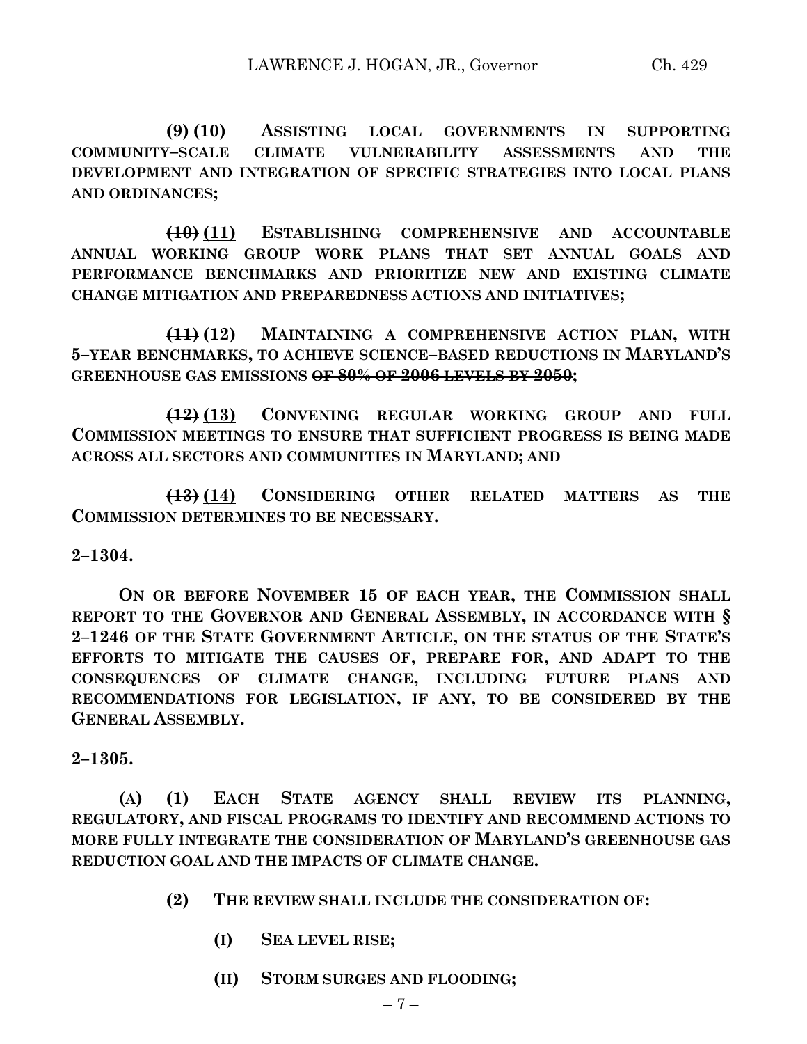**~~(9)~~ (10) ASSISTING LOCAL GOVERNMENTS IN SUPPORTING COMMUNITY–SCALE CLIMATE VULNERABILITY ASSESSMENTS AND THE DEVELOPMENT AND INTEGRATION OF SPECIFIC STRATEGIES INTO LOCAL PLANS AND ORDINANCES;**

**~~(10)~~ (11) ESTABLISHING COMPREHENSIVE AND ACCOUNTABLE ANNUAL WORKING GROUP WORK PLANS THAT SET ANNUAL GOALS AND PERFORMANCE BENCHMARKS AND PRIORITIZE NEW AND EXISTING CLIMATE CHANGE MITIGATION AND PREPAREDNESS ACTIONS AND INITIATIVES;**

**~~(11)~~ (12) MAINTAINING A COMPREHENSIVE ACTION PLAN, WITH 5–YEAR BENCHMARKS, TO ACHIEVE SCIENCE–BASED REDUCTIONS IN MARYLAND'S GREENHOUSE GAS EMISSIONS ~~OF 80% OF 2006 LEVELS BY 2050~~;**

**~~(12)~~ (13) CONVENING REGULAR WORKING GROUP AND FULL COMMISSION MEETINGS TO ENSURE THAT SUFFICIENT PROGRESS IS BEING MADE ACROSS ALL SECTORS AND COMMUNITIES IN MARYLAND; AND**

**~~(13)~~ (14) CONSIDERING OTHER RELATED MATTERS AS THE COMMISSION DETERMINES TO BE NECESSARY.**

**2–1304.**

**ON OR BEFORE NOVEMBER 15 OF EACH YEAR, THE COMMISSION SHALL REPORT TO THE GOVERNOR AND GENERAL ASSEMBLY, IN ACCORDANCE WITH § 2–1246 OF THE STATE GOVERNMENT ARTICLE, ON THE STATUS OF THE STATE'S EFFORTS TO MITIGATE THE CAUSES OF, PREPARE FOR, AND ADAPT TO THE CONSEQUENCES OF CLIMATE CHANGE, INCLUDING FUTURE PLANS AND RECOMMENDATIONS FOR LEGISLATION, IF ANY, TO BE CONSIDERED BY THE GENERAL ASSEMBLY.**

**2–1305.**

**(A) (1) EACH STATE AGENCY SHALL REVIEW ITS PLANNING, REGULATORY, AND FISCAL PROGRAMS TO IDENTIFY AND RECOMMEND ACTIONS TO MORE FULLY INTEGRATE THE CONSIDERATION OF MARYLAND'S GREENHOUSE GAS REDUCTION GOAL AND THE IMPACTS OF CLIMATE CHANGE.**

**(2) THE REVIEW SHALL INCLUDE THE CONSIDERATION OF:**

**(I) SEA LEVEL RISE;**

**(II) STORM SURGES AND FLOODING;**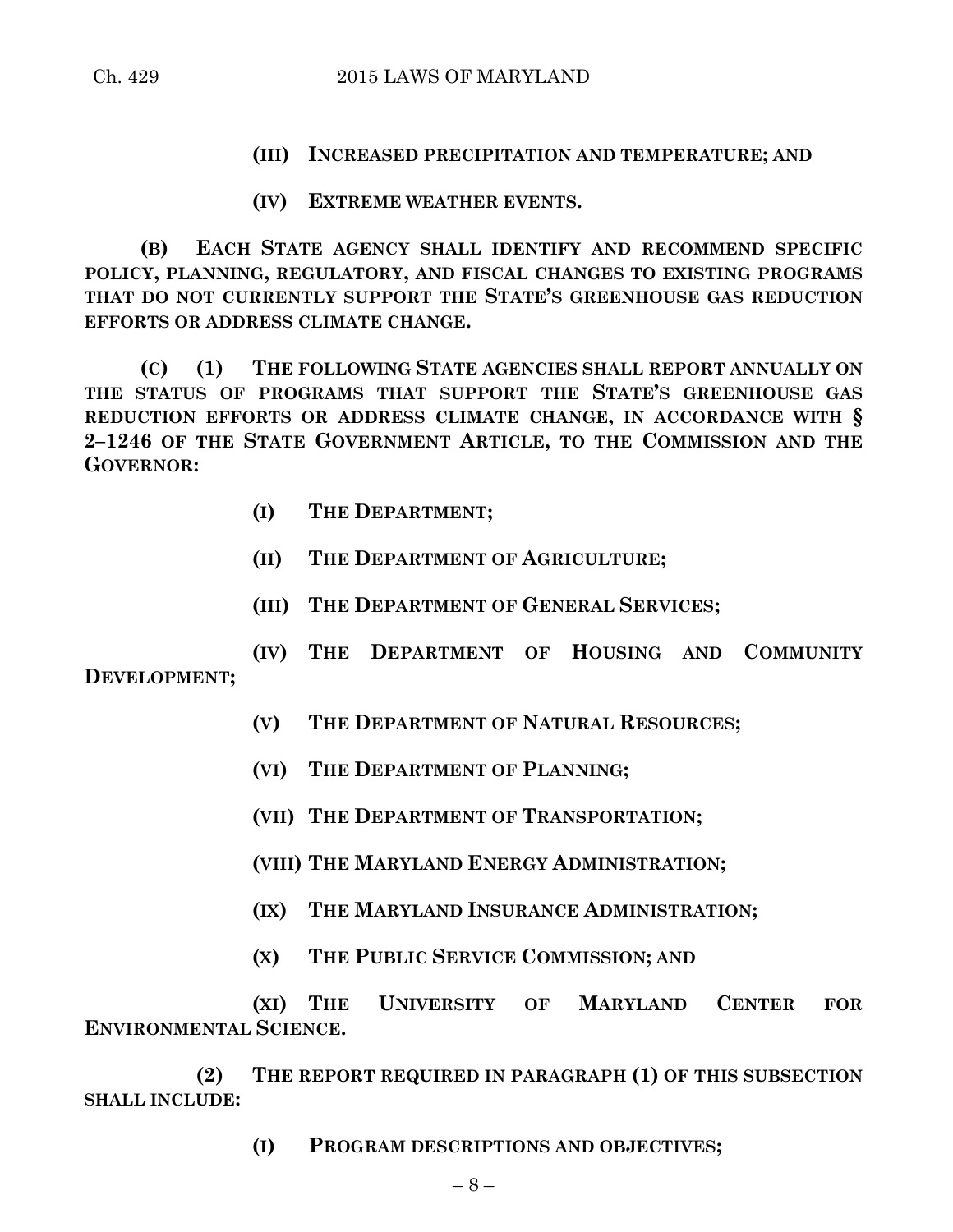**(III) INCREASED PRECIPITATION AND TEMPERATURE; AND**

**(IV) EXTREME WEATHER EVENTS.**

**(B) EACH STATE AGENCY SHALL IDENTIFY AND RECOMMEND SPECIFIC POLICY, PLANNING, REGULATORY, AND FISCAL CHANGES TO EXISTING PROGRAMS THAT DO NOT CURRENTLY SUPPORT THE STATE'S GREENHOUSE GAS REDUCTION EFFORTS OR ADDRESS CLIMATE CHANGE.**

**(C) (1) THE FOLLOWING STATE AGENCIES SHALL REPORT ANNUALLY ON THE STATUS OF PROGRAMS THAT SUPPORT THE STATE'S GREENHOUSE GAS REDUCTION EFFORTS OR ADDRESS CLIMATE CHANGE, IN ACCORDANCE WITH § 2–1246 OF THE STATE GOVERNMENT ARTICLE, TO THE COMMISSION AND THE GOVERNOR:**

**(I) THE DEPARTMENT;**

**(II) THE DEPARTMENT OF AGRICULTURE;**

**(III) THE DEPARTMENT OF GENERAL SERVICES;**

**(IV) THE DEPARTMENT OF HOUSING AND COMMUNITY DEVELOPMENT;**

**(V) THE DEPARTMENT OF NATURAL RESOURCES;**

**(VI) THE DEPARTMENT OF PLANNING;**

**(VII) THE DEPARTMENT OF TRANSPORTATION;**

**(VIII) THE MARYLAND ENERGY ADMINISTRATION;**

**(IX) THE MARYLAND INSURANCE ADMINISTRATION;**

**(X) THE PUBLIC SERVICE COMMISSION; AND**

**(XI) THE UNIVERSITY OF MARYLAND CENTER FOR ENVIRONMENTAL SCIENCE.**

**(2) THE REPORT REQUIRED IN PARAGRAPH (1) OF THIS SUBSECTION SHALL INCLUDE:**

**(I) PROGRAM DESCRIPTIONS AND OBJECTIVES;**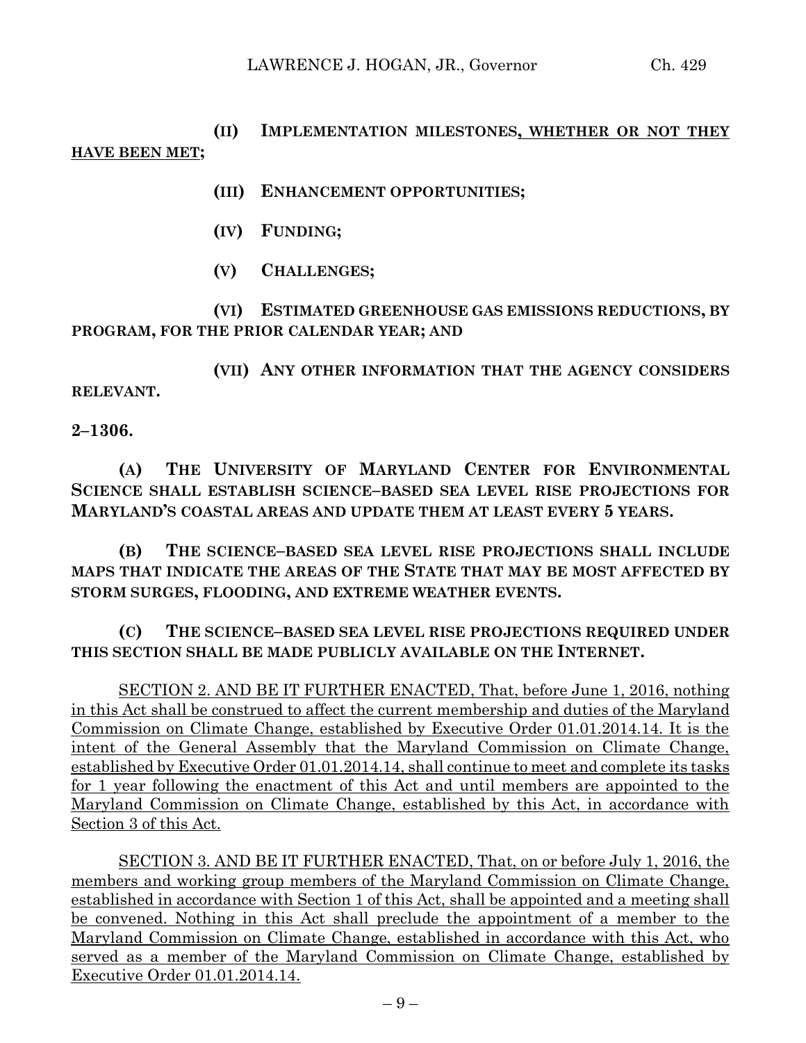**(II) IMPLEMENTATION MILESTONES, WHETHER OR NOT THEY HAVE BEEN MET;**

**(III) ENHANCEMENT OPPORTUNITIES;**

**(IV) FUNDING;**

**(V) CHALLENGES;**

**(VI) ESTIMATED GREENHOUSE GAS EMISSIONS REDUCTIONS, BY PROGRAM, FOR THE PRIOR CALENDAR YEAR; AND**

**(VII) ANY OTHER INFORMATION THAT THE AGENCY CONSIDERS RELEVANT.**

**2–1306.**

**(A) THE UNIVERSITY OF MARYLAND CENTER FOR ENVIRONMENTAL SCIENCE SHALL ESTABLISH SCIENCE–BASED SEA LEVEL RISE PROJECTIONS FOR MARYLAND'S COASTAL AREAS AND UPDATE THEM AT LEAST EVERY 5 YEARS.**

**(B) THE SCIENCE–BASED SEA LEVEL RISE PROJECTIONS SHALL INCLUDE MAPS THAT INDICATE THE AREAS OF THE STATE THAT MAY BE MOST AFFECTED BY STORM SURGES, FLOODING, AND EXTREME WEATHER EVENTS.**

**(C) THE SCIENCE–BASED SEA LEVEL RISE PROJECTIONS REQUIRED UNDER THIS SECTION SHALL BE MADE PUBLICLY AVAILABLE ON THE INTERNET.**

SECTION 2. AND BE IT FURTHER ENACTED, That, before June 1, 2016, nothing in this Act shall be construed to affect the current membership and duties of the Maryland Commission on Climate Change, established by Executive Order 01.01.2014.14. It is the intent of the General Assembly that the Maryland Commission on Climate Change, established by Executive Order 01.01.2014.14, shall continue to meet and complete its tasks for 1 year following the enactment of this Act and until members are appointed to the Maryland Commission on Climate Change, established by this Act, in accordance with Section 3 of this Act.

SECTION 3. AND BE IT FURTHER ENACTED, That, on or before July 1, 2016, the members and working group members of the Maryland Commission on Climate Change, established in accordance with Section 1 of this Act, shall be appointed and a meeting shall be convened. Nothing in this Act shall preclude the appointment of a member to the Maryland Commission on Climate Change, established in accordance with this Act, who served as a member of the Maryland Commission on Climate Change, established by Executive Order 01.01.2014.14.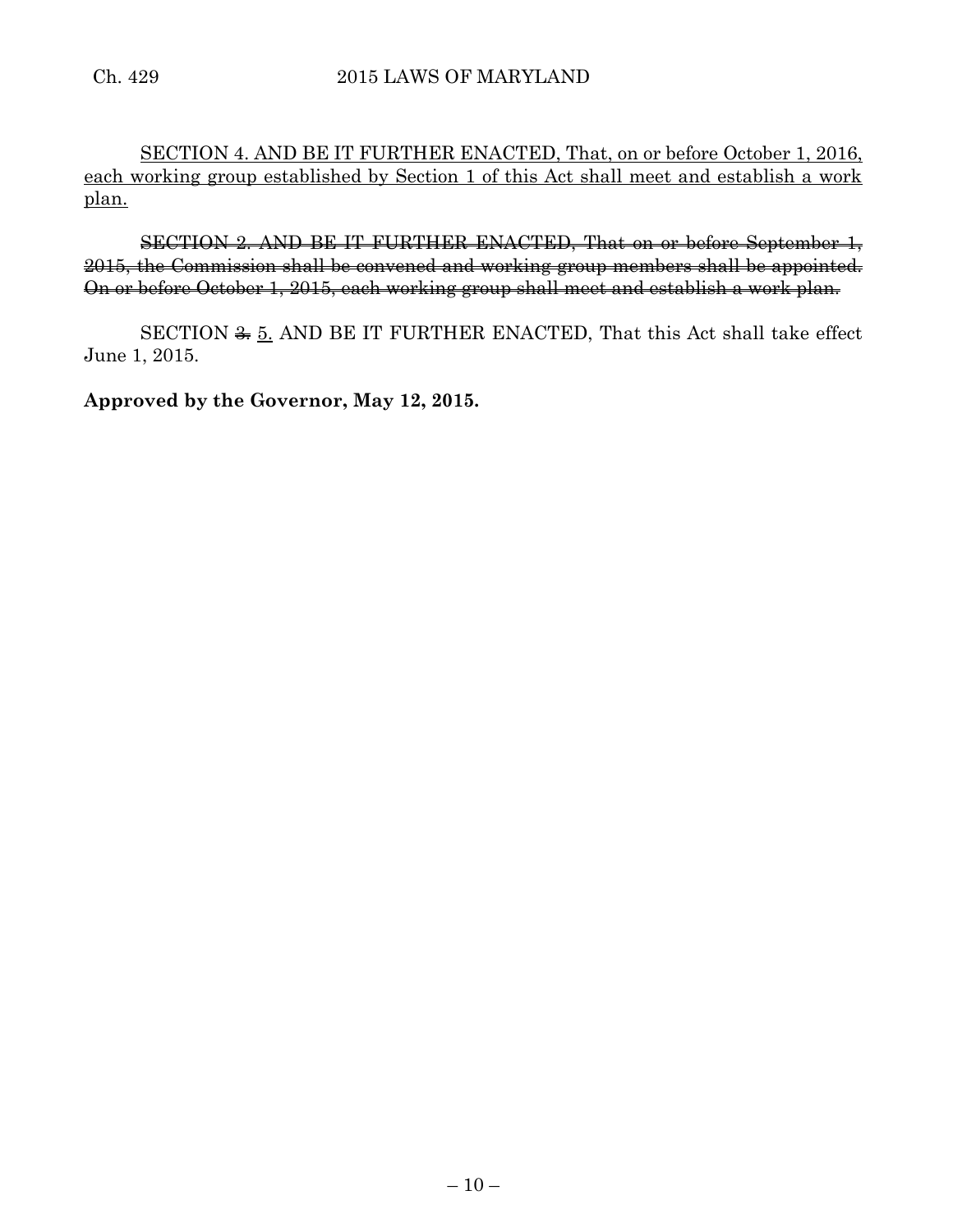SECTION 4. AND BE IT FURTHER ENACTED, That, on or before October 1, 2016, each working group established by Section 1 of this Act shall meet and establish a work plan.

~~SECTION 2. AND BE IT FURTHER ENACTED, That on or before September 1, 2015, the Commission shall be convened and working group members shall be appointed. On or before October 1, 2015, each working group shall meet and establish a work plan.~~

SECTION ~~3.~~ 5. AND BE IT FURTHER ENACTED, That this Act shall take effect June 1, 2015.

**Approved by the Governor, May 12, 2015.**